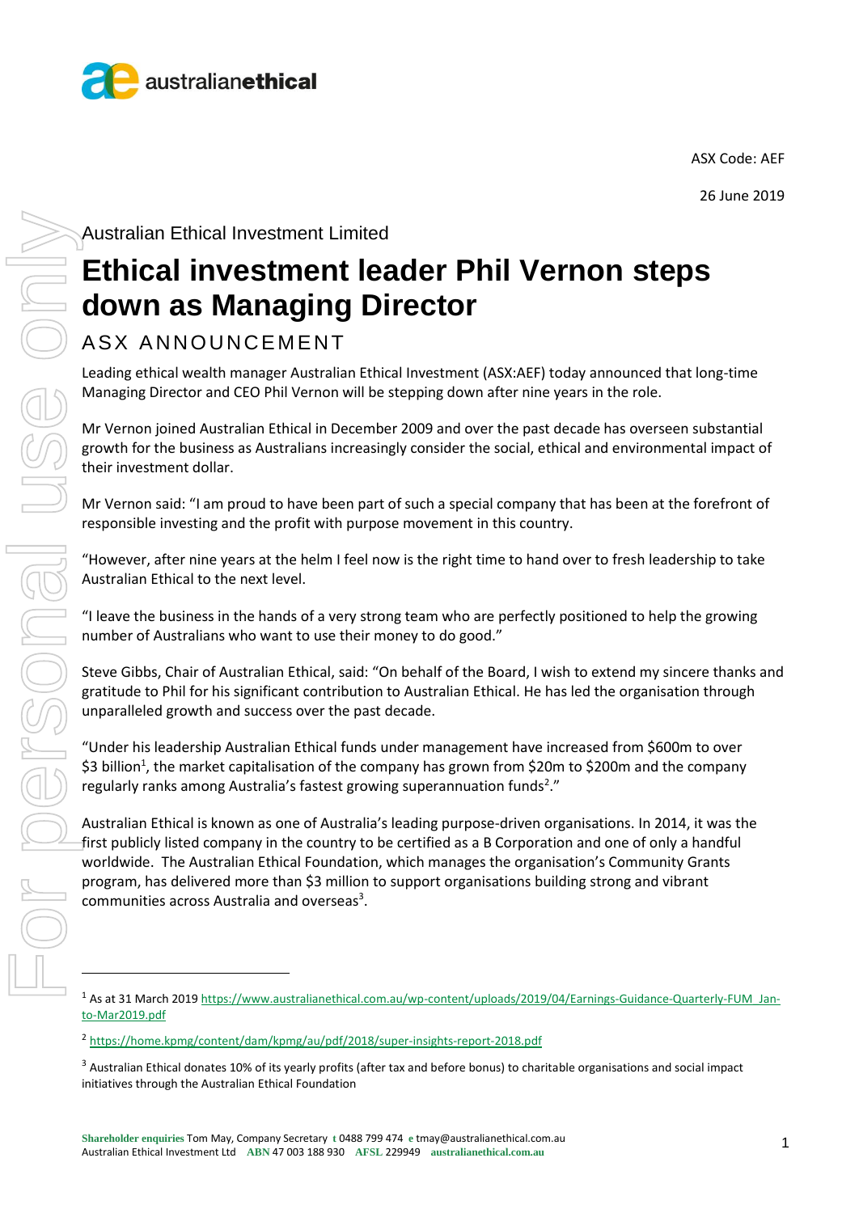ASX Code: AEF

26 June 2019

Australian Ethical Investment Limited

# Ethical investment leader Phil Vernon steps down as Managing Director

## ASX ANNOUNCEMENT

Leading ethical wealth manager Australian Ethical Investment (ASX:AEF) today announced that long-time Managing Director and CEO Phil Vernon will be stepping down after nine years in the role.

Mr Vernon joined Australian Ethical in December 2009 and over the past decade has overseen substantial growth for the business as Australians increasingly consider the social, ethical and environmental impact of their investment dollar.

Mr Vernon said: "I am proud to have been part of such a special company that has been at the forefront of responsible investing and the profit with purpose movement in this country.

"However, after nine years at the helm I feel now is the right time to hand over to fresh leadership to take Australian Ethical to the next level.

"I leave the business in the hands of a very strong team who are perfectly positioned to help the growing number of Australians who want to use their money to do good."

Steve Gibbs, Chair of Australian Ethical, said: "On behalf of the Board, I wish to extend my sincere thanks and gratitude to Phil for his significant contribution to Australian Ethical. He has led the organisation through unparalleled growth and success over the past decade.

"Under his leadership Australian Ethical funds under management have increased from $600m to over $3 billion[1], the market capitalisation of the company has grown from $20m to $200m and the company regularly ranks among Australia's fastest growing superannuation funds[2]."

Australian Ethical is known as one of Australia's leading purpose-driven organisations. In 2014, it was the first publicly listed company in the country to be certified as a B Corporation and one of only a handful worldwide. The Australian Ethical Foundation, which manages the organisation's Community Grants program, has delivered more than $3 million to support organisations building strong and vibrant communities across Australia and overseas[3].

---

[1] As at 31 March 2019 https://www.australianethical.com.au/wp-content/uploads/2019/04/Earnings-Guidance-Quarterly-FUM_Jan-to-Mar2019.pdf

[2] https://home.kpmg/content/dam/kpmg/au/pdf/2018/super-insights-report-2018.pdf

[3] Australian Ethical donates 10% of its yearly profits (after tax and before bonus) to charitable organisations and social impact initiatives through the Australian Ethical Foundation

**Shareholder enquiries** Tom May, Company Secretary **t** 0488 799 474 **e** tmay@australianethical.com.au
Australian Ethical Investment Ltd **ABN** 47 003 188 930 **AFSL** 229949 **australianethical.com.au**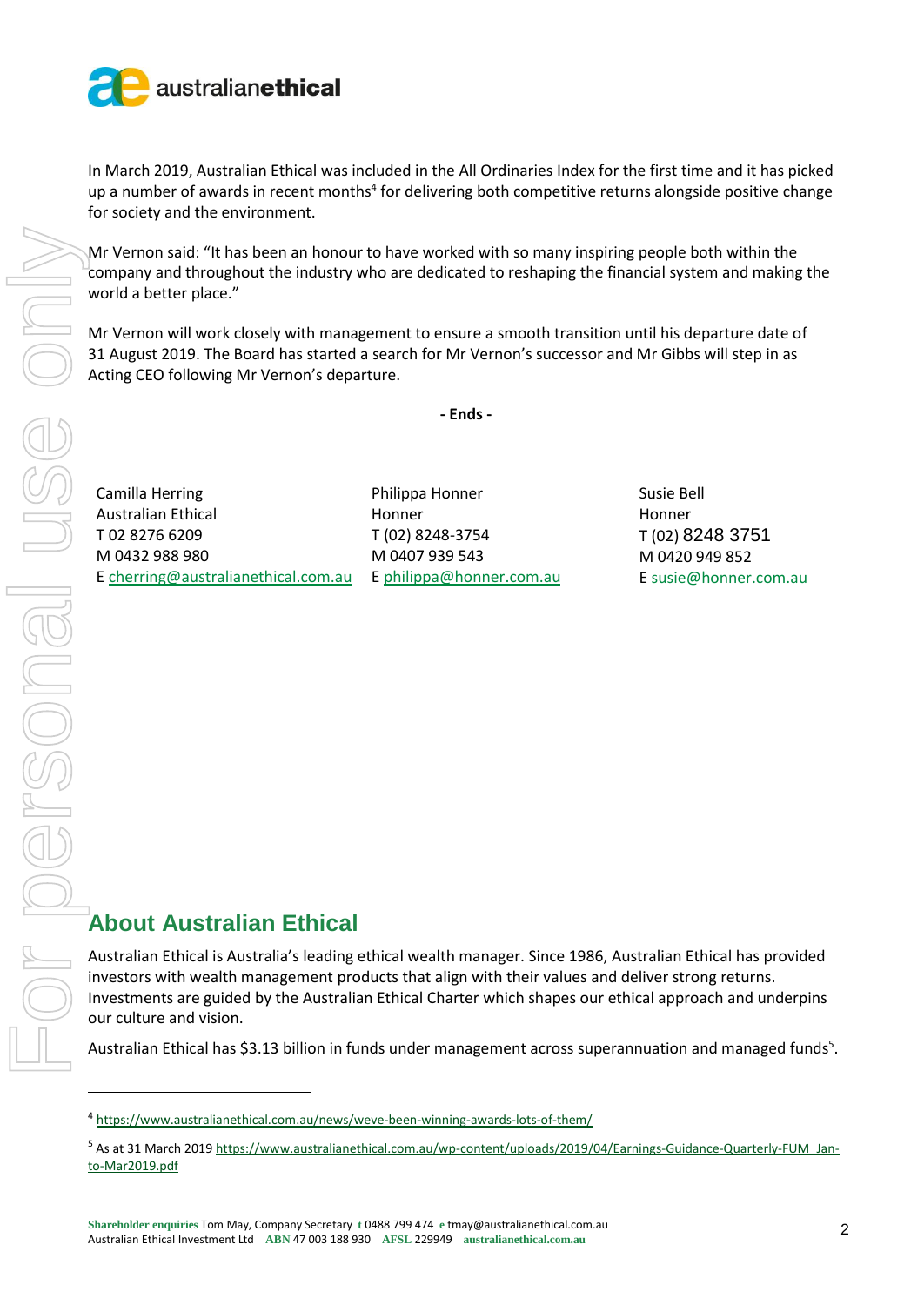In March 2019, Australian Ethical was included in the All Ordinaries Index for the first time and it has picked up a number of awards in recent months[4] for delivering both competitive returns alongside positive change for society and the environment.

Mr Vernon said: "It has been an honour to have worked with so many inspiring people both within the company and throughout the industry who are dedicated to reshaping the financial system and making the world a better place."

Mr Vernon will work closely with management to ensure a smooth transition until his departure date of 31 August 2019. The Board has started a search for Mr Vernon's successor and Mr Gibbs will step in as Acting CEO following Mr Vernon's departure.

**- Ends -**

Camilla Herring
Australian Ethical
T 02 8276 6209
M 0432 988 980
E cherring@australianethical.com.au

Philippa Honner
Honner
T (02) 8248-3754
M 0407 939 543
E philippa@honner.com.au

Susie Bell
Honner
T (02) 8248 3751
M 0420 949 852
E susie@honner.com.au

## About Australian Ethical

Australian Ethical is Australia's leading ethical wealth manager. Since 1986, Australian Ethical has provided investors with wealth management products that align with their values and deliver strong returns. Investments are guided by the Australian Ethical Charter which shapes our ethical approach and underpins our culture and vision.

Australian Ethical has $3.13 billion in funds under management across superannuation and managed funds[5].

---

[4] https://www.australianethical.com.au/news/weve-been-winning-awards-lots-of-them/

[5] As at 31 March 2019 https://www.australianethical.com.au/wp-content/uploads/2019/04/Earnings-Guidance-Quarterly-FUM_Jan-to-Mar2019.pdf

**Shareholder enquiries** Tom May, Company Secretary **t** 0488 799 474 **e** tmay@australianethical.com.au
Australian Ethical Investment Ltd **ABN** 47 003 188 930 **AFSL** 229949 **australianethical.com.au**